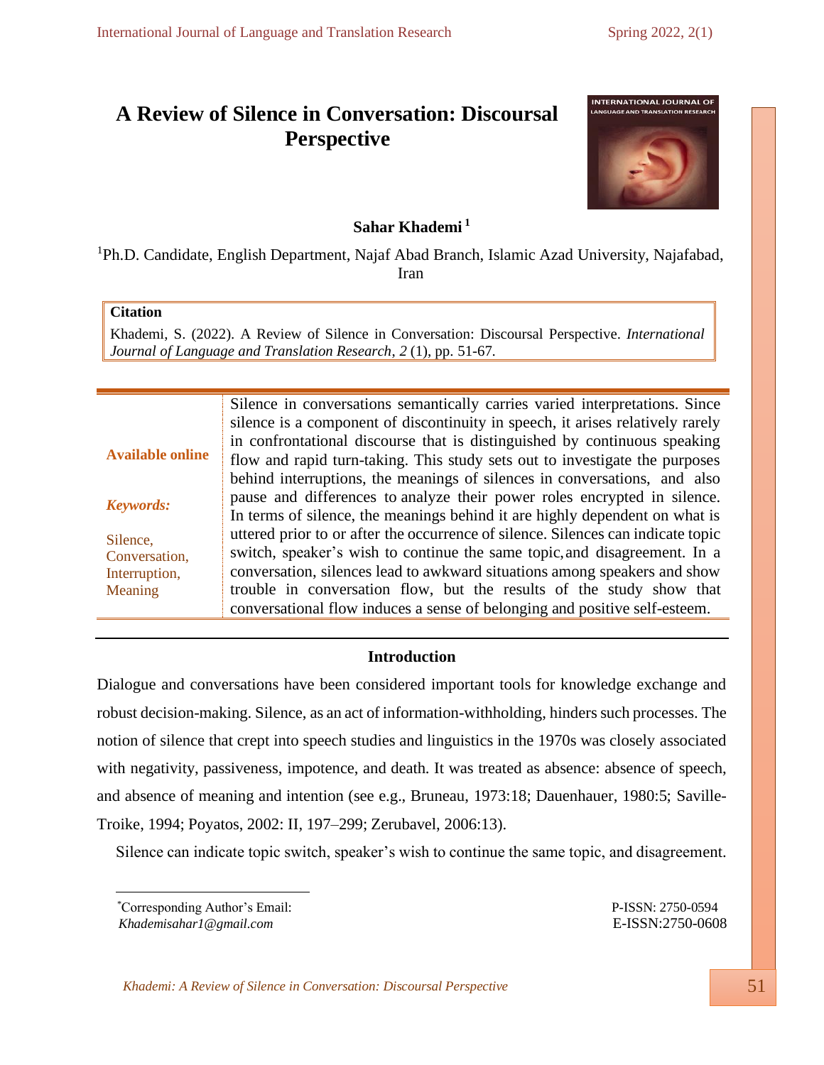# A Review of Silence in Conversation: Discoursal Perspective

**Sahar Khademi** [1]

[1]Ph.D. Candidate, English Department, Najaf Abad Branch, Islamic Azad University, Najafabad, Iran

**Citation**

Khademi, S. (2022). A Review of Silence in Conversation: Discoursal Perspective. *International Journal of Language and Translation Research*, *2* (1), pp. 51-67.

**Available online**

***Keywords:***

Silence, Conversation, Interruption, Meaning

Silence in conversations semantically carries varied interpretations. Since silence is a component of discontinuity in speech, it arises relatively rarely in confrontational discourse that is distinguished by continuous speaking flow and rapid turn-taking. This study sets out to investigate the purposes behind interruptions, the meanings of silences in conversations, and also pause and differences to analyze their power roles encrypted in silence. In terms of silence, the meanings behind it are highly dependent on what is uttered prior to or after the occurrence of silence. Silences can indicate topic switch, speaker's wish to continue the same topic, and disagreement. In a conversation, silences lead to awkward situations among speakers and show trouble in conversation flow, but the results of the study show that conversational flow induces a sense of belonging and positive self-esteem.

## Introduction

Dialogue and conversations have been considered important tools for knowledge exchange and robust decision-making. Silence, as an act of information-withholding, hinders such processes. The notion of silence that crept into speech studies and linguistics in the 1970s was closely associated with negativity, passiveness, impotence, and death. It was treated as absence: absence of speech, and absence of meaning and intention (see e.g., Bruneau, 1973:18; Dauenhauer, 1980:5; Saville-Troike, 1994; Poyatos, 2002: II, 197–299; Zerubavel, 2006:13).

Silence can indicate topic switch, speaker's wish to continue the same topic, and disagreement.

*Corresponding Author's Email: *Khademisahar1@gmail.com*

P-ISSN: 2750-0594
E-ISSN:2750-0608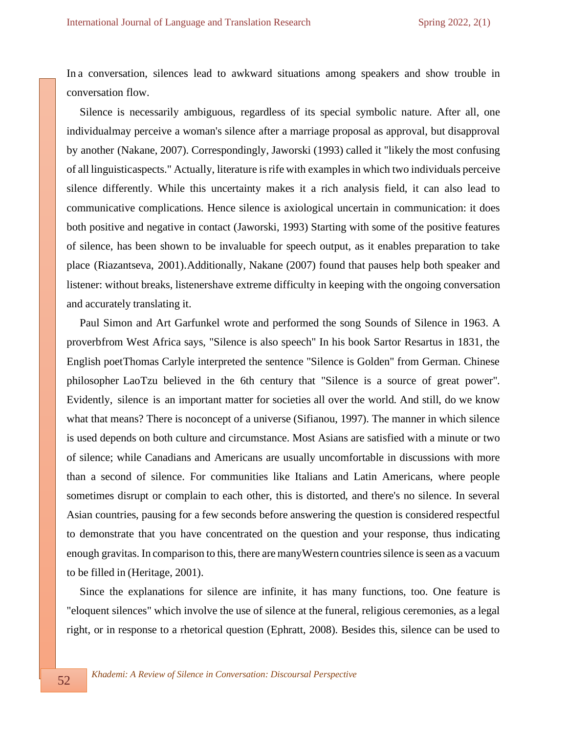In a conversation, silences lead to awkward situations among speakers and show trouble in conversation flow.

Silence is necessarily ambiguous, regardless of its special symbolic nature. After all, one individualmay perceive a woman's silence after a marriage proposal as approval, but disapproval by another (Nakane, 2007). Correspondingly, Jaworski (1993) called it "likely the most confusing of all linguisticaspects." Actually, literature is rife with examples in which two individuals perceive silence differently. While this uncertainty makes it a rich analysis field, it can also lead to communicative complications. Hence silence is axiological uncertain in communication: it does both positive and negative in contact (Jaworski, 1993) Starting with some of the positive features of silence, has been shown to be invaluable for speech output, as it enables preparation to take place (Riazantseva, 2001).Additionally, Nakane (2007) found that pauses help both speaker and listener: without breaks, listenershave extreme difficulty in keeping with the ongoing conversation and accurately translating it.

Paul Simon and Art Garfunkel wrote and performed the song Sounds of Silence in 1963. A proverbfrom West Africa says, "Silence is also speech" In his book Sartor Resartus in 1831, the English poetThomas Carlyle interpreted the sentence "Silence is Golden" from German. Chinese philosopher LaoTzu believed in the 6th century that "Silence is a source of great power". Evidently, silence is an important matter for societies all over the world. And still, do we know what that means? There is noconcept of a universe (Sifianou, 1997). The manner in which silence is used depends on both culture and circumstance. Most Asians are satisfied with a minute or two of silence; while Canadians and Americans are usually uncomfortable in discussions with more than a second of silence. For communities like Italians and Latin Americans, where people sometimes disrupt or complain to each other, this is distorted, and there's no silence. In several Asian countries, pausing for a few seconds before answering the question is considered respectful to demonstrate that you have concentrated on the question and your response, thus indicating enough gravitas. In comparison to this, there are manyWestern countries silence is seen as a vacuum to be filled in (Heritage, 2001).

Since the explanations for silence are infinite, it has many functions, too. One feature is "eloquent silences" which involve the use of silence at the funeral, religious ceremonies, as a legal right, or in response to a rhetorical question (Ephratt, 2008). Besides this, silence can be used to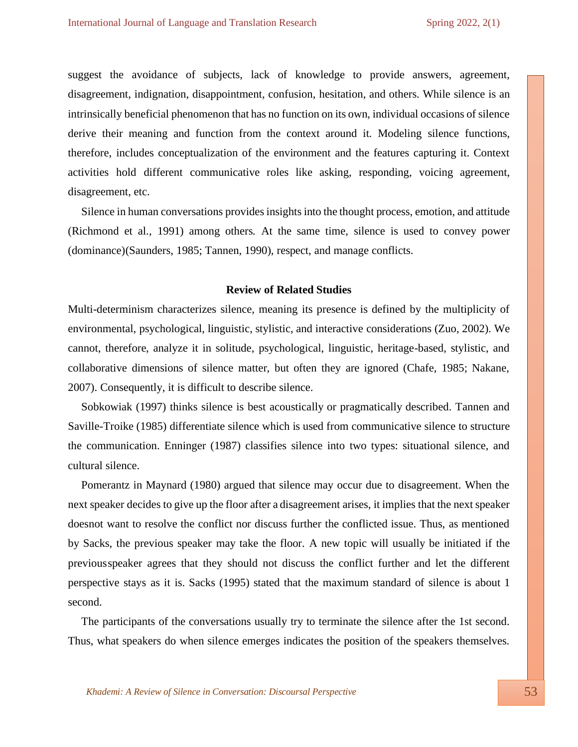suggest the avoidance of subjects, lack of knowledge to provide answers, agreement, disagreement, indignation, disappointment, confusion, hesitation, and others. While silence is an intrinsically beneficial phenomenon that has no function on its own, individual occasions of silence derive their meaning and function from the context around it. Modeling silence functions, therefore, includes conceptualization of the environment and the features capturing it. Context activities hold different communicative roles like asking, responding, voicing agreement, disagreement, etc.

Silence in human conversations provides insights into the thought process, emotion, and attitude (Richmond et al., 1991) among others. At the same time, silence is used to convey power (dominance)(Saunders, 1985; Tannen, 1990), respect, and manage conflicts.

## Review of Related Studies

Multi-determinism characterizes silence, meaning its presence is defined by the multiplicity of environmental, psychological, linguistic, stylistic, and interactive considerations (Zuo, 2002). We cannot, therefore, analyze it in solitude, psychological, linguistic, heritage-based, stylistic, and collaborative dimensions of silence matter, but often they are ignored (Chafe, 1985; Nakane, 2007). Consequently, it is difficult to describe silence.

Sobkowiak (1997) thinks silence is best acoustically or pragmatically described. Tannen and Saville-Troike (1985) differentiate silence which is used from communicative silence to structure the communication. Enninger (1987) classifies silence into two types: situational silence, and cultural silence.

Pomerantz in Maynard (1980) argued that silence may occur due to disagreement. When the next speaker decides to give up the floor after a disagreement arises, it implies that the next speaker doesnot want to resolve the conflict nor discuss further the conflicted issue. Thus, as mentioned by Sacks, the previous speaker may take the floor. A new topic will usually be initiated if the previousspeaker agrees that they should not discuss the conflict further and let the different perspective stays as it is. Sacks (1995) stated that the maximum standard of silence is about 1 second.

The participants of the conversations usually try to terminate the silence after the 1st second. Thus, what speakers do when silence emerges indicates the position of the speakers themselves.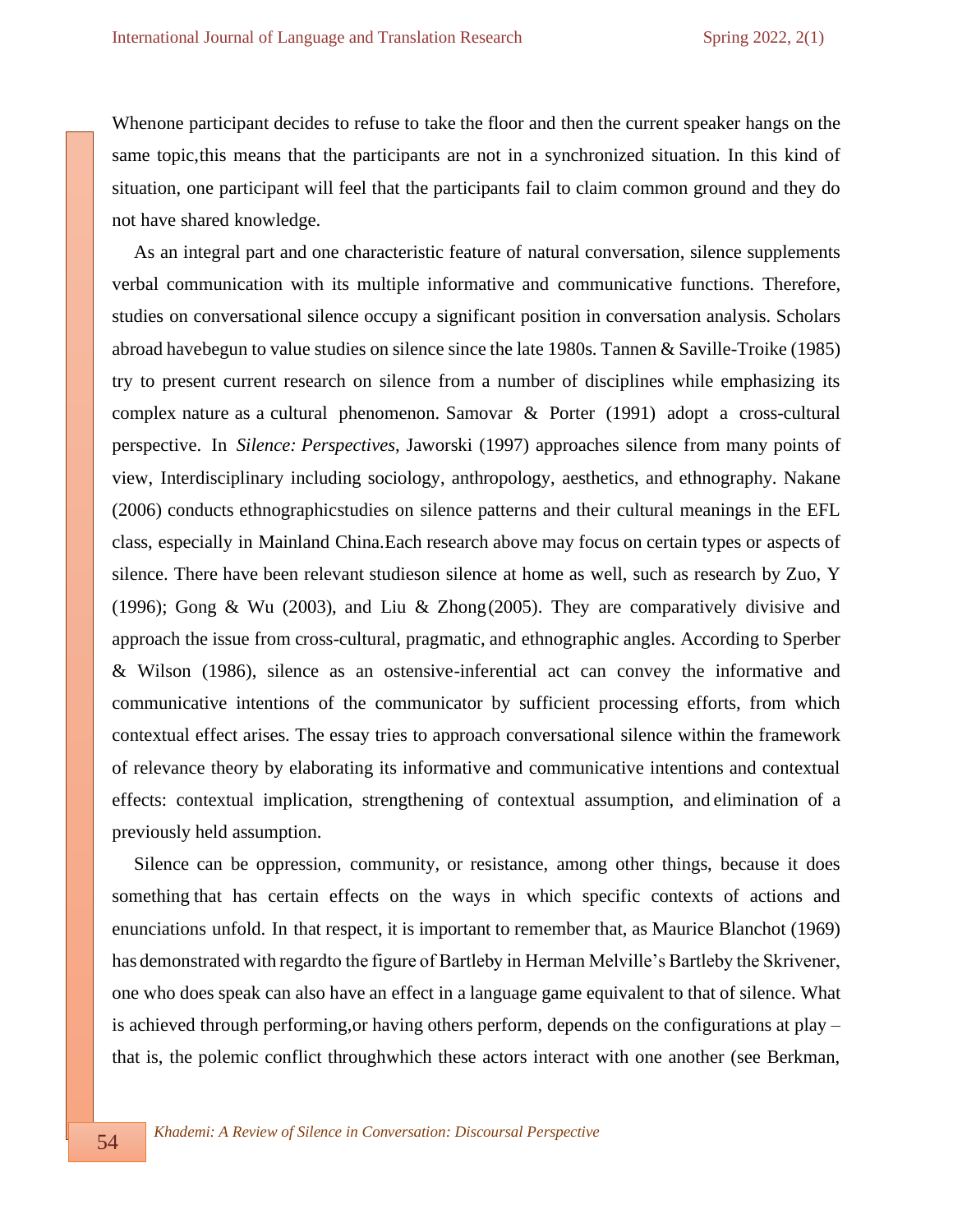Whenone participant decides to refuse to take the floor and then the current speaker hangs on the same topic,this means that the participants are not in a synchronized situation. In this kind of situation, one participant will feel that the participants fail to claim common ground and they do not have shared knowledge.

As an integral part and one characteristic feature of natural conversation, silence supplements verbal communication with its multiple informative and communicative functions. Therefore, studies on conversational silence occupy a significant position in conversation analysis. Scholars abroad havebegun to value studies on silence since the late 1980s. Tannen & Saville-Troike (1985) try to present current research on silence from a number of disciplines while emphasizing its complex nature as a cultural phenomenon. Samovar & Porter (1991) adopt a cross-cultural perspective. In *Silence: Perspectives*, Jaworski (1997) approaches silence from many points of view, Interdisciplinary including sociology, anthropology, aesthetics, and ethnography. Nakane (2006) conducts ethnographicstudies on silence patterns and their cultural meanings in the EFL class, especially in Mainland China.Each research above may focus on certain types or aspects of silence. There have been relevant studieson silence at home as well, such as research by Zuo, Y (1996); Gong & Wu (2003), and Liu & Zhong (2005). They are comparatively divisive and approach the issue from cross-cultural, pragmatic, and ethnographic angles. According to Sperber & Wilson (1986), silence as an ostensive-inferential act can convey the informative and communicative intentions of the communicator by sufficient processing efforts, from which contextual effect arises. The essay tries to approach conversational silence within the framework of relevance theory by elaborating its informative and communicative intentions and contextual effects: contextual implication, strengthening of contextual assumption, and elimination of a previously held assumption.

Silence can be oppression, community, or resistance, among other things, because it does something that has certain effects on the ways in which specific contexts of actions and enunciations unfold. In that respect, it is important to remember that, as Maurice Blanchot (1969) has demonstrated with regardto the figure of Bartleby in Herman Melville's Bartleby the Skrivener, one who does speak can also have an effect in a language game equivalent to that of silence. What is achieved through performing,or having others perform, depends on the configurations at play – that is, the polemic conflict throughwhich these actors interact with one another (see Berkman,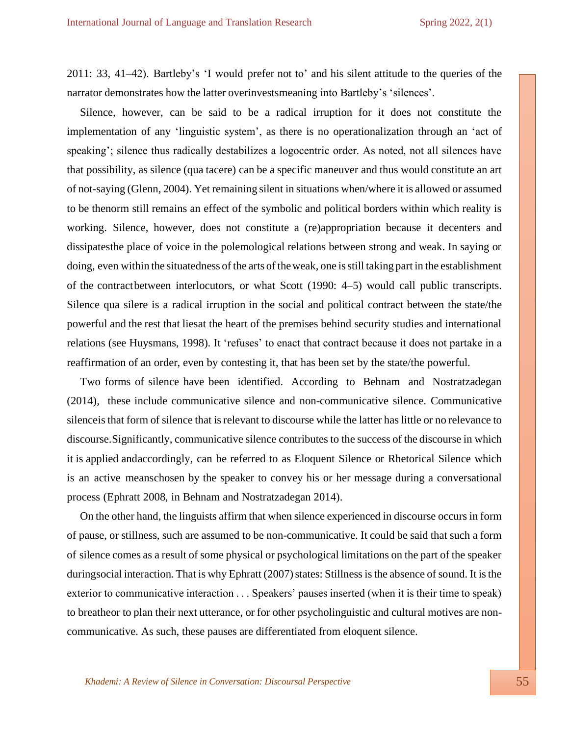2011: 33, 41–42). Bartleby's 'I would prefer not to' and his silent attitude to the queries of the narrator demonstrates how the latter overinvestsmeaning into Bartleby's 'silences'.

Silence, however, can be said to be a radical irruption for it does not constitute the implementation of any 'linguistic system', as there is no operationalization through an 'act of speaking'; silence thus radically destabilizes a logocentric order. As noted, not all silences have that possibility, as silence (qua tacere) can be a specific maneuver and thus would constitute an art of not-saying (Glenn, 2004). Yet remaining silent in situations when/where it is allowed or assumed to be thenorm still remains an effect of the symbolic and political borders within which reality is working. Silence, however, does not constitute a (re)appropriation because it decenters and dissipatesthe place of voice in the polemological relations between strong and weak. In saying or doing, even within the situatedness of the arts of the weak, one is still taking part in the establishment of the contractbetween interlocutors, or what Scott (1990: 4–5) would call public transcripts. Silence qua silere is a radical irruption in the social and political contract between the state/the powerful and the rest that liesat the heart of the premises behind security studies and international relations (see Huysmans, 1998). It 'refuses' to enact that contract because it does not partake in a reaffirmation of an order, even by contesting it, that has been set by the state/the powerful.

Two forms of silence have been identified. According to Behnam and Nostratzadegan (2014), these include communicative silence and non-communicative silence. Communicative silenceis that form of silence that is relevant to discourse while the latter has little or no relevance to discourse.Significantly, communicative silence contributes to the success of the discourse in which it is applied andaccordingly, can be referred to as Eloquent Silence or Rhetorical Silence which is an active meanschosen by the speaker to convey his or her message during a conversational process (Ephratt 2008, in Behnam and Nostratzadegan 2014).

On the other hand, the linguists affirm that when silence experienced in discourse occurs in form of pause, or stillness, such are assumed to be non-communicative. It could be said that such a form of silence comes as a result of some physical or psychological limitations on the part of the speaker duringsocial interaction. That is why Ephratt (2007) states: Stillness is the absence of sound. It is the exterior to communicative interaction . . . Speakers' pauses inserted (when it is their time to speak) to breatheor to plan their next utterance, or for other psycholinguistic and cultural motives are non-communicative. As such, these pauses are differentiated from eloquent silence.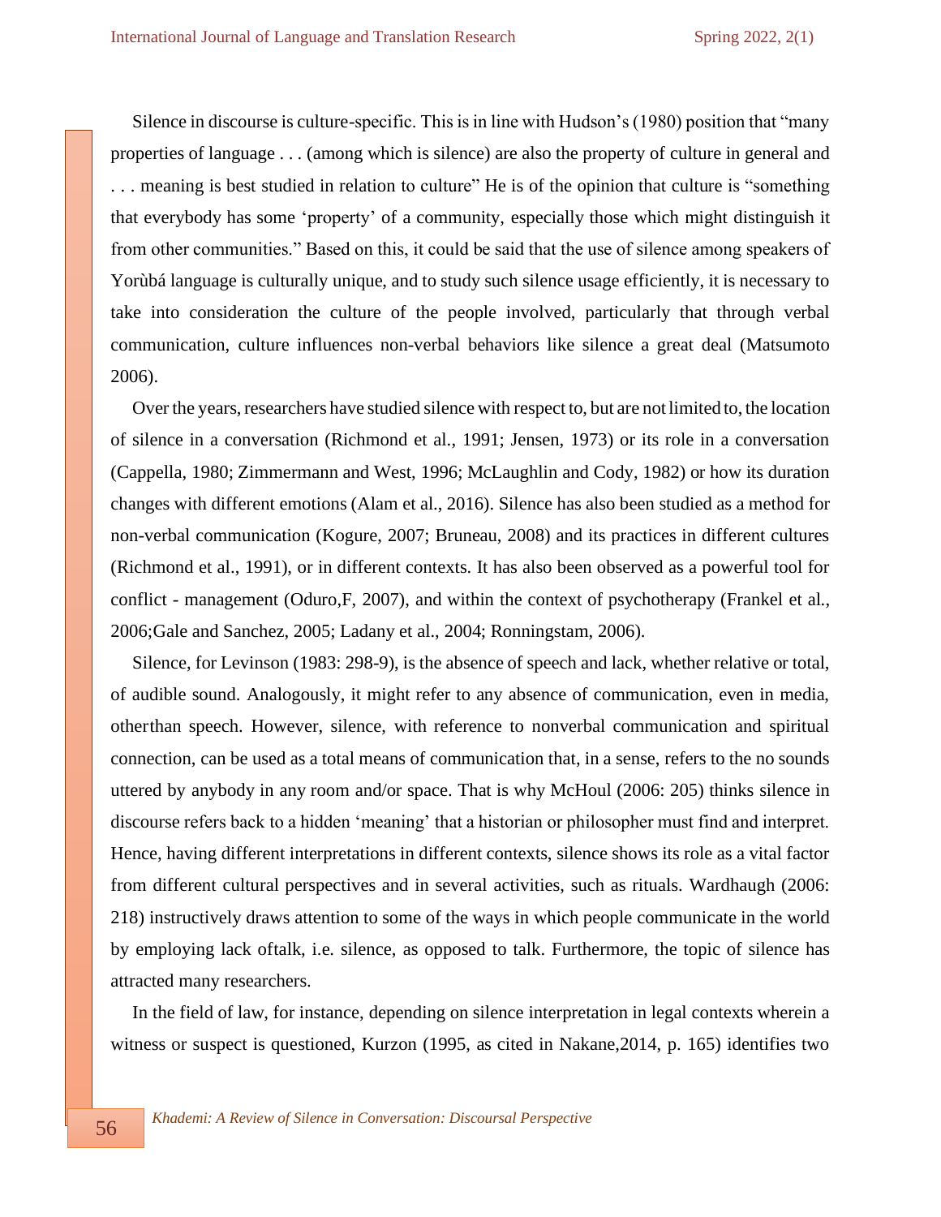Silence in discourse is culture-specific. This is in line with Hudson's (1980) position that "many properties of language . . . (among which is silence) are also the property of culture in general and . . . meaning is best studied in relation to culture" He is of the opinion that culture is "something that everybody has some 'property' of a community, especially those which might distinguish it from other communities." Based on this, it could be said that the use of silence among speakers of Yorùbá language is culturally unique, and to study such silence usage efficiently, it is necessary to take into consideration the culture of the people involved, particularly that through verbal communication, culture influences non-verbal behaviors like silence a great deal (Matsumoto 2006).

Over the years, researchers have studied silence with respect to, but are not limited to, the location of silence in a conversation (Richmond et al., 1991; Jensen, 1973) or its role in a conversation (Cappella, 1980; Zimmermann and West, 1996; McLaughlin and Cody, 1982) or how its duration changes with different emotions (Alam et al., 2016). Silence has also been studied as a method for non-verbal communication (Kogure, 2007; Bruneau, 2008) and its practices in different cultures (Richmond et al., 1991), or in different contexts. It has also been observed as a powerful tool for conflict - management (Oduro,F, 2007), and within the context of psychotherapy (Frankel et al., 2006;Gale and Sanchez, 2005; Ladany et al., 2004; Ronningstam, 2006).

Silence, for Levinson (1983: 298-9), is the absence of speech and lack, whether relative or total, of audible sound. Analogously, it might refer to any absence of communication, even in media, otherthan speech. However, silence, with reference to nonverbal communication and spiritual connection, can be used as a total means of communication that, in a sense, refers to the no sounds uttered by anybody in any room and/or space. That is why McHoul (2006: 205) thinks silence in discourse refers back to a hidden 'meaning' that a historian or philosopher must find and interpret. Hence, having different interpretations in different contexts, silence shows its role as a vital factor from different cultural perspectives and in several activities, such as rituals. Wardhaugh (2006: 218) instructively draws attention to some of the ways in which people communicate in the world by employing lack oftalk, i.e. silence, as opposed to talk. Furthermore, the topic of silence has attracted many researchers.

In the field of law, for instance, depending on silence interpretation in legal contexts wherein a witness or suspect is questioned, Kurzon (1995, as cited in Nakane,2014, p. 165) identifies two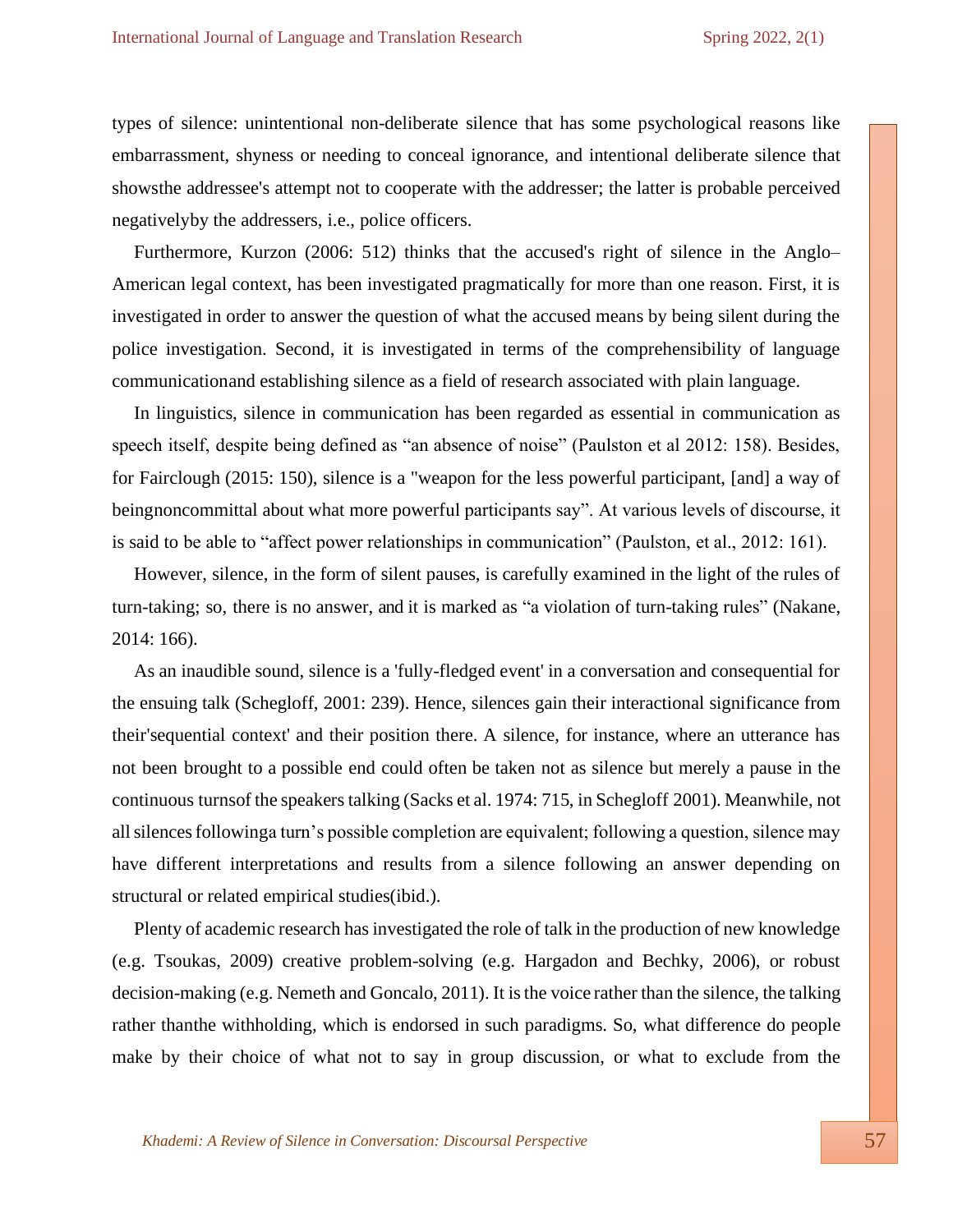types of silence: unintentional non-deliberate silence that has some psychological reasons like embarrassment, shyness or needing to conceal ignorance, and intentional deliberate silence that showsthe addressee's attempt not to cooperate with the addresser; the latter is probable perceived negativelyby the addressers, i.e., police officers.

Furthermore, Kurzon (2006: 512) thinks that the accused's right of silence in the Anglo–American legal context, has been investigated pragmatically for more than one reason. First, it is investigated in order to answer the question of what the accused means by being silent during the police investigation. Second, it is investigated in terms of the comprehensibility of language communicationand establishing silence as a field of research associated with plain language.

In linguistics, silence in communication has been regarded as essential in communication as speech itself, despite being defined as “an absence of noise” (Paulston et al 2012: 158). Besides, for Fairclough (2015: 150), silence is a "weapon for the less powerful participant, [and] a way of beingnoncommittal about what more powerful participants say”. At various levels of discourse, it is said to be able to “affect power relationships in communication” (Paulston, et al., 2012: 161).

However, silence, in the form of silent pauses, is carefully examined in the light of the rules of turn-taking; so, there is no answer, and it is marked as “a violation of turn-taking rules” (Nakane, 2014: 166).

As an inaudible sound, silence is a 'fully-fledged event' in a conversation and consequential for the ensuing talk (Schegloff, 2001: 239). Hence, silences gain their interactional significance from their'sequential context' and their position there. A silence, for instance, where an utterance has not been brought to a possible end could often be taken not as silence but merely a pause in the continuous turnsof the speakers talking (Sacks et al. 1974: 715, in Schegloff 2001). Meanwhile, not all silences followinga turn’s possible completion are equivalent; following a question, silence may have different interpretations and results from a silence following an answer depending on structural or related empirical studies(ibid.).

Plenty of academic research has investigated the role of talk in the production of new knowledge (e.g. Tsoukas, 2009) creative problem-solving (e.g. Hargadon and Bechky, 2006), or robust decision-making (e.g. Nemeth and Goncalo, 2011). It is the voice rather than the silence, the talking rather thanthe withholding, which is endorsed in such paradigms. So, what difference do people make by their choice of what not to say in group discussion, or what to exclude from the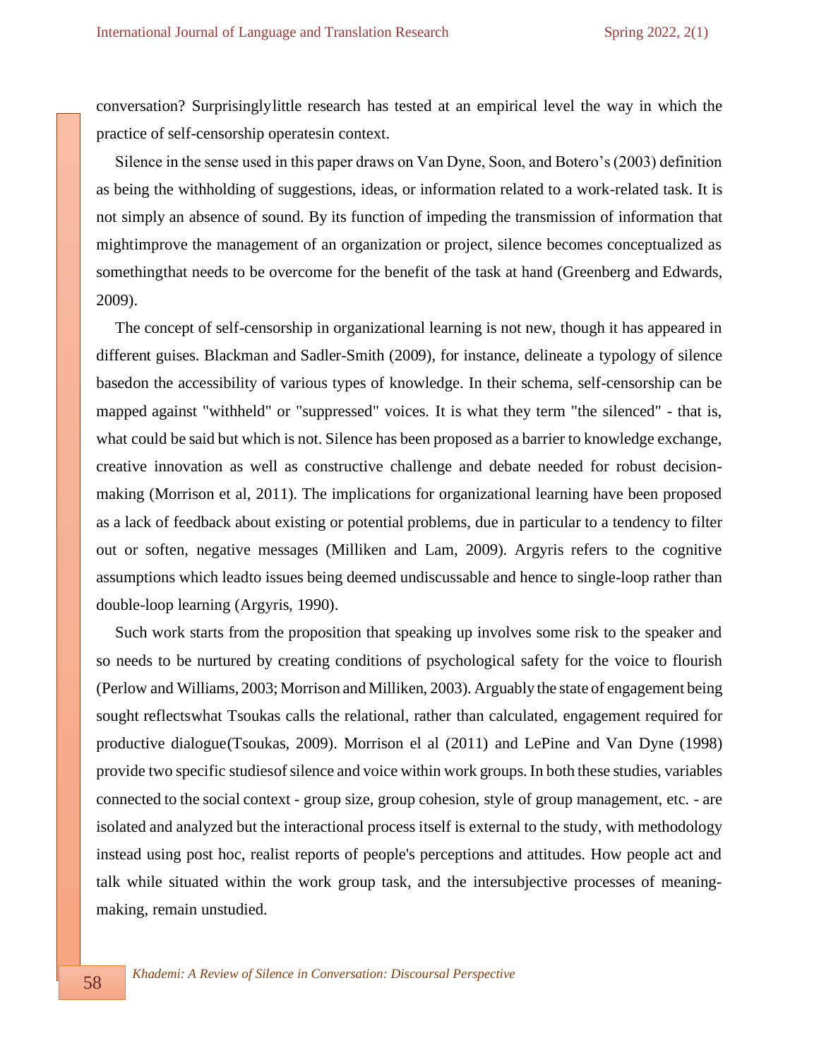conversation? Surprisinglylittle research has tested at an empirical level the way in which the practice of self-censorship operatesin context.

Silence in the sense used in this paper draws on Van Dyne, Soon, and Botero's (2003) definition as being the withholding of suggestions, ideas, or information related to a work-related task. It is not simply an absence of sound. By its function of impeding the transmission of information that mightimprove the management of an organization or project, silence becomes conceptualized as somethingthat needs to be overcome for the benefit of the task at hand (Greenberg and Edwards, 2009).

The concept of self-censorship in organizational learning is not new, though it has appeared in different guises. Blackman and Sadler-Smith (2009), for instance, delineate a typology of silence basedon the accessibility of various types of knowledge. In their schema, self-censorship can be mapped against "withheld" or "suppressed" voices. It is what they term "the silenced" - that is, what could be said but which is not. Silence has been proposed as a barrier to knowledge exchange, creative innovation as well as constructive challenge and debate needed for robust decision-making (Morrison et al, 2011). The implications for organizational learning have been proposed as a lack of feedback about existing or potential problems, due in particular to a tendency to filter out or soften, negative messages (Milliken and Lam, 2009). Argyris refers to the cognitive assumptions which leadto issues being deemed undiscussable and hence to single-loop rather than double-loop learning (Argyris, 1990).

Such work starts from the proposition that speaking up involves some risk to the speaker and so needs to be nurtured by creating conditions of psychological safety for the voice to flourish (Perlow and Williams, 2003; Morrison and Milliken, 2003). Arguably the state of engagement being sought reflectswhat Tsoukas calls the relational, rather than calculated, engagement required for productive dialogue(Tsoukas, 2009). Morrison el al (2011) and LePine and Van Dyne (1998) provide two specific studiesof silence and voice within work groups. In both these studies, variables connected to the social context - group size, group cohesion, style of group management, etc. - are isolated and analyzed but the interactional process itself is external to the study, with methodology instead using post hoc, realist reports of people's perceptions and attitudes. How people act and talk while situated within the work group task, and the intersubjective processes of meaning-making, remain unstudied.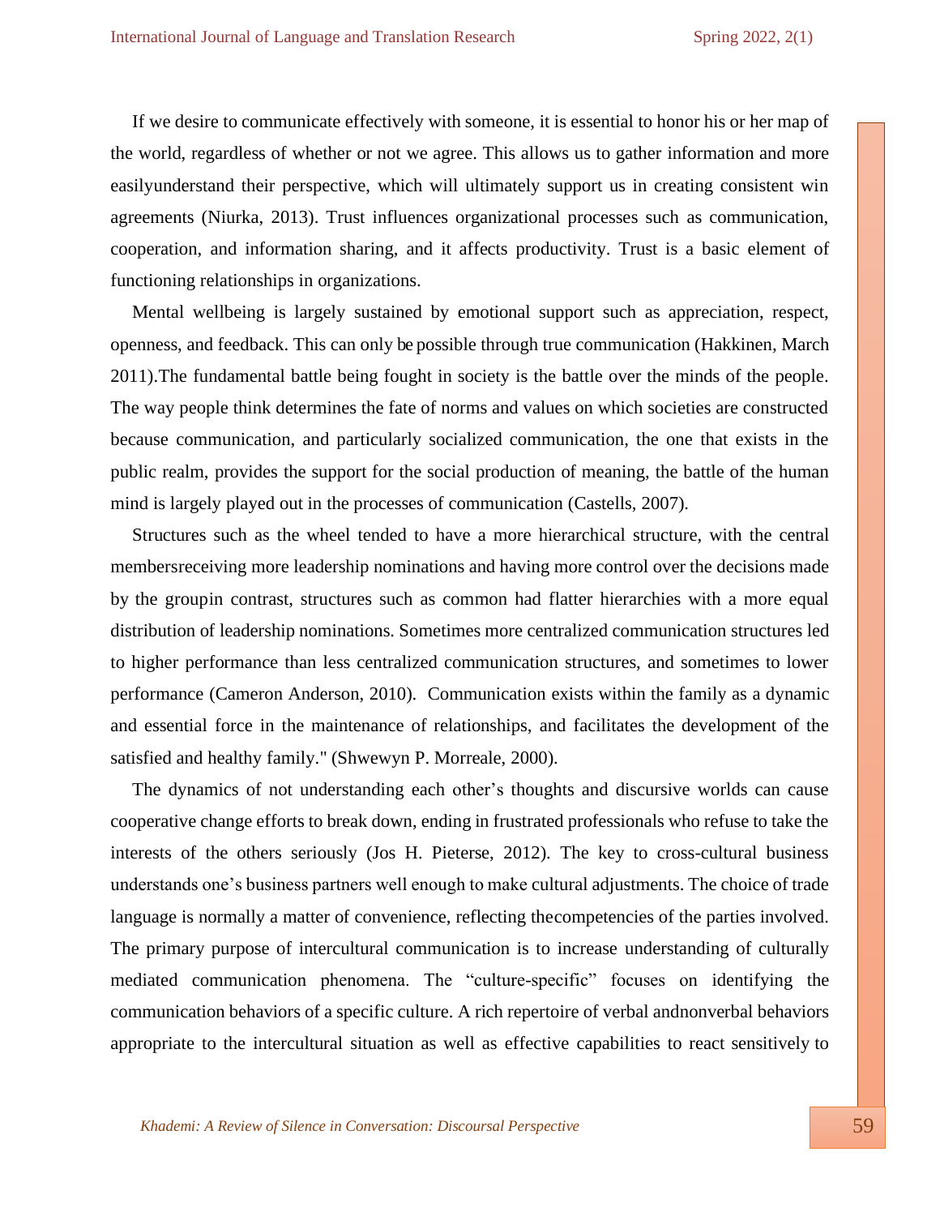If we desire to communicate effectively with someone, it is essential to honor his or her map of the world, regardless of whether or not we agree. This allows us to gather information and more easilyunderstand their perspective, which will ultimately support us in creating consistent win agreements (Niurka, 2013). Trust influences organizational processes such as communication, cooperation, and information sharing, and it affects productivity. Trust is a basic element of functioning relationships in organizations.

Mental wellbeing is largely sustained by emotional support such as appreciation, respect, openness, and feedback. This can only be possible through true communication (Hakkinen, March 2011).The fundamental battle being fought in society is the battle over the minds of the people. The way people think determines the fate of norms and values on which societies are constructed because communication, and particularly socialized communication, the one that exists in the public realm, provides the support for the social production of meaning, the battle of the human mind is largely played out in the processes of communication (Castells, 2007).

Structures such as the wheel tended to have a more hierarchical structure, with the central membersreceiving more leadership nominations and having more control over the decisions made by the groupin contrast, structures such as common had flatter hierarchies with a more equal distribution of leadership nominations. Sometimes more centralized communication structures led to higher performance than less centralized communication structures, and sometimes to lower performance (Cameron Anderson, 2010). Communication exists within the family as a dynamic and essential force in the maintenance of relationships, and facilitates the development of the satisfied and healthy family." (Shwewyn P. Morreale, 2000).

The dynamics of not understanding each other's thoughts and discursive worlds can cause cooperative change efforts to break down, ending in frustrated professionals who refuse to take the interests of the others seriously (Jos H. Pieterse, 2012). The key to cross-cultural business understands one's business partners well enough to make cultural adjustments. The choice of trade language is normally a matter of convenience, reflecting thecompetencies of the parties involved. The primary purpose of intercultural communication is to increase understanding of culturally mediated communication phenomena. The "culture-specific" focuses on identifying the communication behaviors of a specific culture. A rich repertoire of verbal andnonverbal behaviors appropriate to the intercultural situation as well as effective capabilities to react sensitively to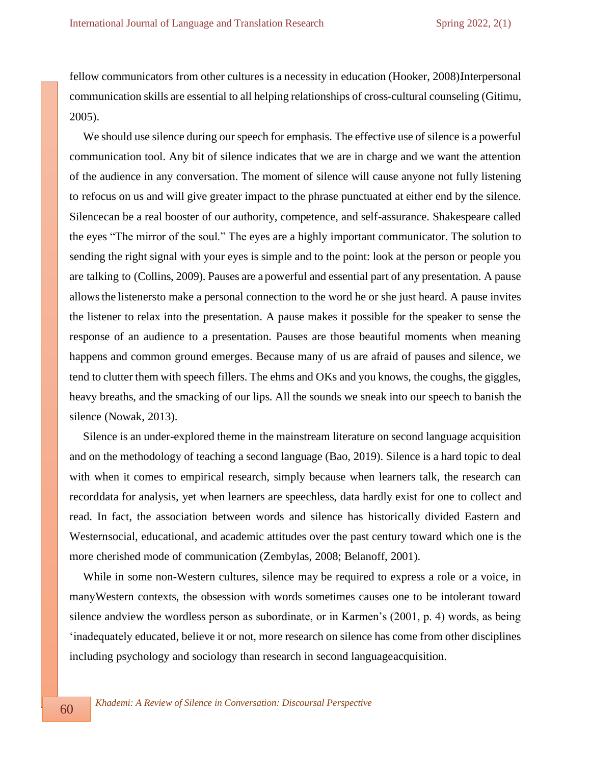fellow communicators from other cultures is a necessity in education (Hooker, 2008)Interpersonal communication skills are essential to all helping relationships of cross-cultural counseling (Gitimu, 2005).

We should use silence during our speech for emphasis. The effective use of silence is a powerful communication tool. Any bit of silence indicates that we are in charge and we want the attention of the audience in any conversation. The moment of silence will cause anyone not fully listening to refocus on us and will give greater impact to the phrase punctuated at either end by the silence. Silencecan be a real booster of our authority, competence, and self-assurance. Shakespeare called the eyes "The mirror of the soul." The eyes are a highly important communicator. The solution to sending the right signal with your eyes is simple and to the point: look at the person or people you are talking to (Collins, 2009). Pauses are a powerful and essential part of any presentation. A pause allows the listenersto make a personal connection to the word he or she just heard. A pause invites the listener to relax into the presentation. A pause makes it possible for the speaker to sense the response of an audience to a presentation. Pauses are those beautiful moments when meaning happens and common ground emerges. Because many of us are afraid of pauses and silence, we tend to clutter them with speech fillers. The ehms and OKs and you knows, the coughs, the giggles, heavy breaths, and the smacking of our lips. All the sounds we sneak into our speech to banish the silence (Nowak, 2013).

Silence is an under-explored theme in the mainstream literature on second language acquisition and on the methodology of teaching a second language (Bao, 2019). Silence is a hard topic to deal with when it comes to empirical research, simply because when learners talk, the research can recorddata for analysis, yet when learners are speechless, data hardly exist for one to collect and read. In fact, the association between words and silence has historically divided Eastern and Westernsocial, educational, and academic attitudes over the past century toward which one is the more cherished mode of communication (Zembylas, 2008; Belanoff, 2001).

While in some non-Western cultures, silence may be required to express a role or a voice, in manyWestern contexts, the obsession with words sometimes causes one to be intolerant toward silence andview the wordless person as subordinate, or in Karmen's (2001, p. 4) words, as being 'inadequately educated, believe it or not, more research on silence has come from other disciplines including psychology and sociology than research in second languageacquisition.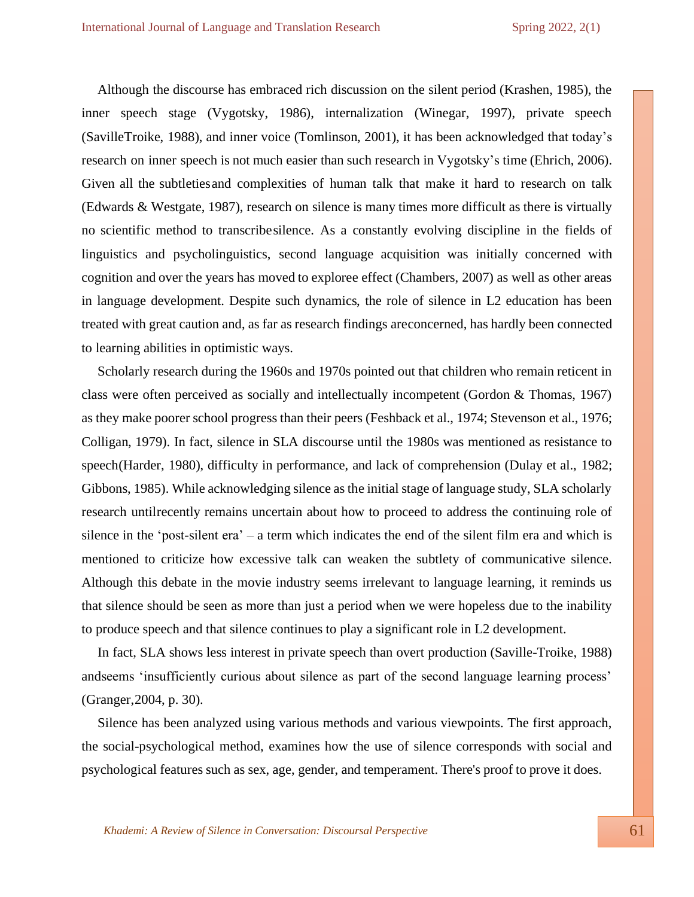Although the discourse has embraced rich discussion on the silent period (Krashen, 1985), the inner speech stage (Vygotsky, 1986), internalization (Winegar, 1997), private speech (SavilleTroike, 1988), and inner voice (Tomlinson, 2001), it has been acknowledged that today's research on inner speech is not much easier than such research in Vygotsky's time (Ehrich, 2006). Given all the subtletiesand complexities of human talk that make it hard to research on talk (Edwards & Westgate, 1987), research on silence is many times more difficult as there is virtually no scientific method to transcribesilence. As a constantly evolving discipline in the fields of linguistics and psycholinguistics, second language acquisition was initially concerned with cognition and over the years has moved to exploree effect (Chambers, 2007) as well as other areas in language development. Despite such dynamics, the role of silence in L2 education has been treated with great caution and, as far as research findings areconcerned, has hardly been connected to learning abilities in optimistic ways.

Scholarly research during the 1960s and 1970s pointed out that children who remain reticent in class were often perceived as socially and intellectually incompetent (Gordon & Thomas, 1967) as they make poorer school progress than their peers (Feshback et al., 1974; Stevenson et al., 1976; Colligan, 1979). In fact, silence in SLA discourse until the 1980s was mentioned as resistance to speech(Harder, 1980), difficulty in performance, and lack of comprehension (Dulay et al., 1982; Gibbons, 1985). While acknowledging silence as the initial stage of language study, SLA scholarly research untilrecently remains uncertain about how to proceed to address the continuing role of silence in the 'post-silent era' – a term which indicates the end of the silent film era and which is mentioned to criticize how excessive talk can weaken the subtlety of communicative silence. Although this debate in the movie industry seems irrelevant to language learning, it reminds us that silence should be seen as more than just a period when we were hopeless due to the inability to produce speech and that silence continues to play a significant role in L2 development.

In fact, SLA shows less interest in private speech than overt production (Saville-Troike, 1988) andseems 'insufficiently curious about silence as part of the second language learning process' (Granger,2004, p. 30).

Silence has been analyzed using various methods and various viewpoints. The first approach, the social-psychological method, examines how the use of silence corresponds with social and psychological features such as sex, age, gender, and temperament. There's proof to prove it does.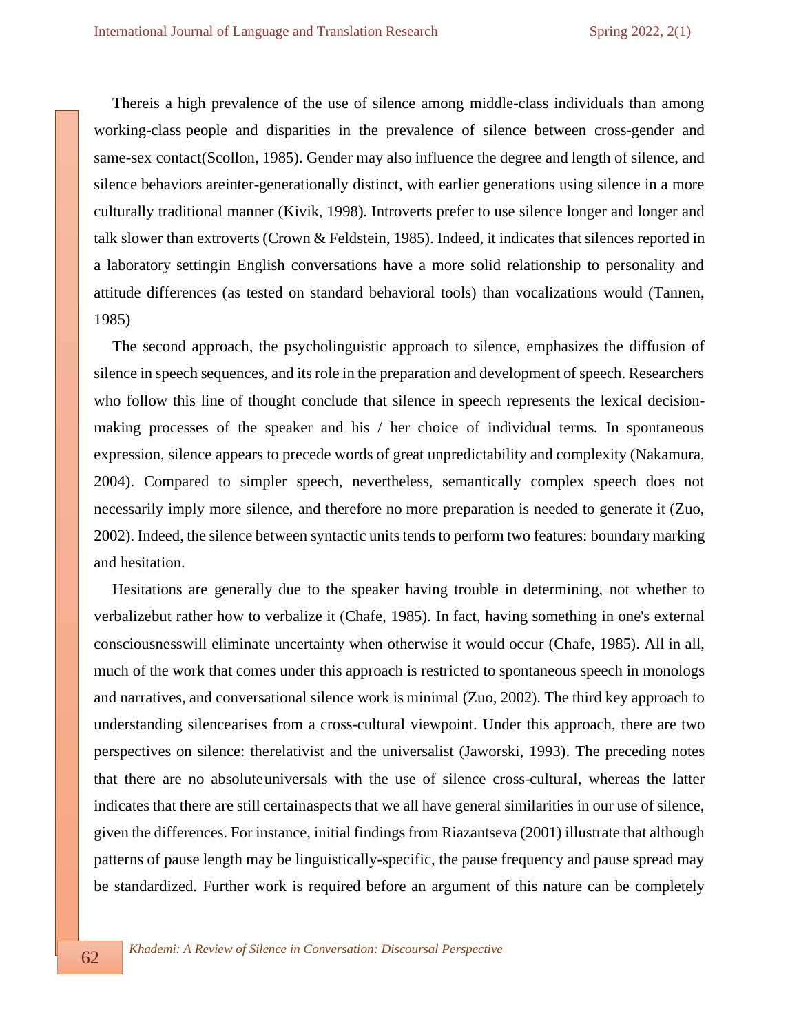Thereis a high prevalence of the use of silence among middle-class individuals than among working-class people and disparities in the prevalence of silence between cross-gender and same-sex contact(Scollon, 1985). Gender may also influence the degree and length of silence, and silence behaviors areinter-generationally distinct, with earlier generations using silence in a more culturally traditional manner (Kivik, 1998). Introverts prefer to use silence longer and longer and talk slower than extroverts (Crown & Feldstein, 1985). Indeed, it indicates that silences reported in a laboratory settingin English conversations have a more solid relationship to personality and attitude differences (as tested on standard behavioral tools) than vocalizations would (Tannen, 1985)

The second approach, the psycholinguistic approach to silence, emphasizes the diffusion of silence in speech sequences, and its role in the preparation and development of speech. Researchers who follow this line of thought conclude that silence in speech represents the lexical decision-making processes of the speaker and his / her choice of individual terms. In spontaneous expression, silence appears to precede words of great unpredictability and complexity (Nakamura, 2004). Compared to simpler speech, nevertheless, semantically complex speech does not necessarily imply more silence, and therefore no more preparation is needed to generate it (Zuo, 2002). Indeed, the silence between syntactic units tends to perform two features: boundary marking and hesitation.

Hesitations are generally due to the speaker having trouble in determining, not whether to verbalizebut rather how to verbalize it (Chafe, 1985). In fact, having something in one's external consciousnesswill eliminate uncertainty when otherwise it would occur (Chafe, 1985). All in all, much of the work that comes under this approach is restricted to spontaneous speech in monologs and narratives, and conversational silence work is minimal (Zuo, 2002). The third key approach to understanding silencearises from a cross-cultural viewpoint. Under this approach, there are two perspectives on silence: therelativist and the universalist (Jaworski, 1993). The preceding notes that there are no absoluteuniversals with the use of silence cross-cultural, whereas the latter indicates that there are still certainaspects that we all have general similarities in our use of silence, given the differences. For instance, initial findings from Riazantseva (2001) illustrate that although patterns of pause length may be linguistically-specific, the pause frequency and pause spread may be standardized. Further work is required before an argument of this nature can be completely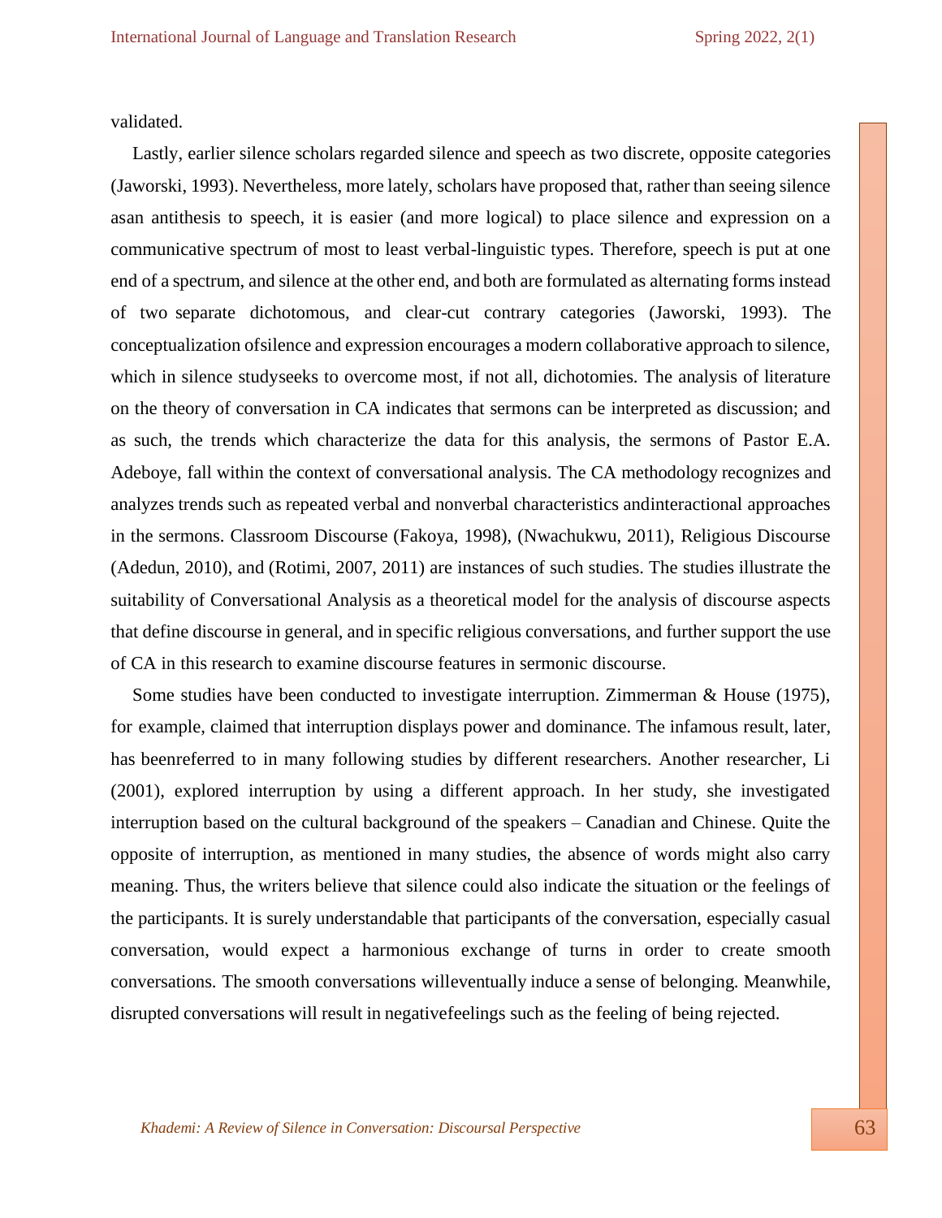validated.

Lastly, earlier silence scholars regarded silence and speech as two discrete, opposite categories (Jaworski, 1993). Nevertheless, more lately, scholars have proposed that, rather than seeing silence asan antithesis to speech, it is easier (and more logical) to place silence and expression on a communicative spectrum of most to least verbal-linguistic types. Therefore, speech is put at one end of a spectrum, and silence at the other end, and both are formulated as alternating forms instead of two separate dichotomous, and clear-cut contrary categories (Jaworski, 1993). The conceptualization ofsilence and expression encourages a modern collaborative approach to silence, which in silence studyseeks to overcome most, if not all, dichotomies. The analysis of literature on the theory of conversation in CA indicates that sermons can be interpreted as discussion; and as such, the trends which characterize the data for this analysis, the sermons of Pastor E.A. Adeboye, fall within the context of conversational analysis. The CA methodology recognizes and analyzes trends such as repeated verbal and nonverbal characteristics andinteractional approaches in the sermons. Classroom Discourse (Fakoya, 1998), (Nwachukwu, 2011), Religious Discourse (Adedun, 2010), and (Rotimi, 2007, 2011) are instances of such studies. The studies illustrate the suitability of Conversational Analysis as a theoretical model for the analysis of discourse aspects that define discourse in general, and in specific religious conversations, and further support the use of CA in this research to examine discourse features in sermonic discourse.

Some studies have been conducted to investigate interruption. Zimmerman & House (1975), for example, claimed that interruption displays power and dominance. The infamous result, later, has beenreferred to in many following studies by different researchers. Another researcher, Li (2001), explored interruption by using a different approach. In her study, she investigated interruption based on the cultural background of the speakers – Canadian and Chinese. Quite the opposite of interruption, as mentioned in many studies, the absence of words might also carry meaning. Thus, the writers believe that silence could also indicate the situation or the feelings of the participants. It is surely understandable that participants of the conversation, especially casual conversation, would expect a harmonious exchange of turns in order to create smooth conversations. The smooth conversations willeventually induce a sense of belonging. Meanwhile, disrupted conversations will result in negativefeelings such as the feeling of being rejected.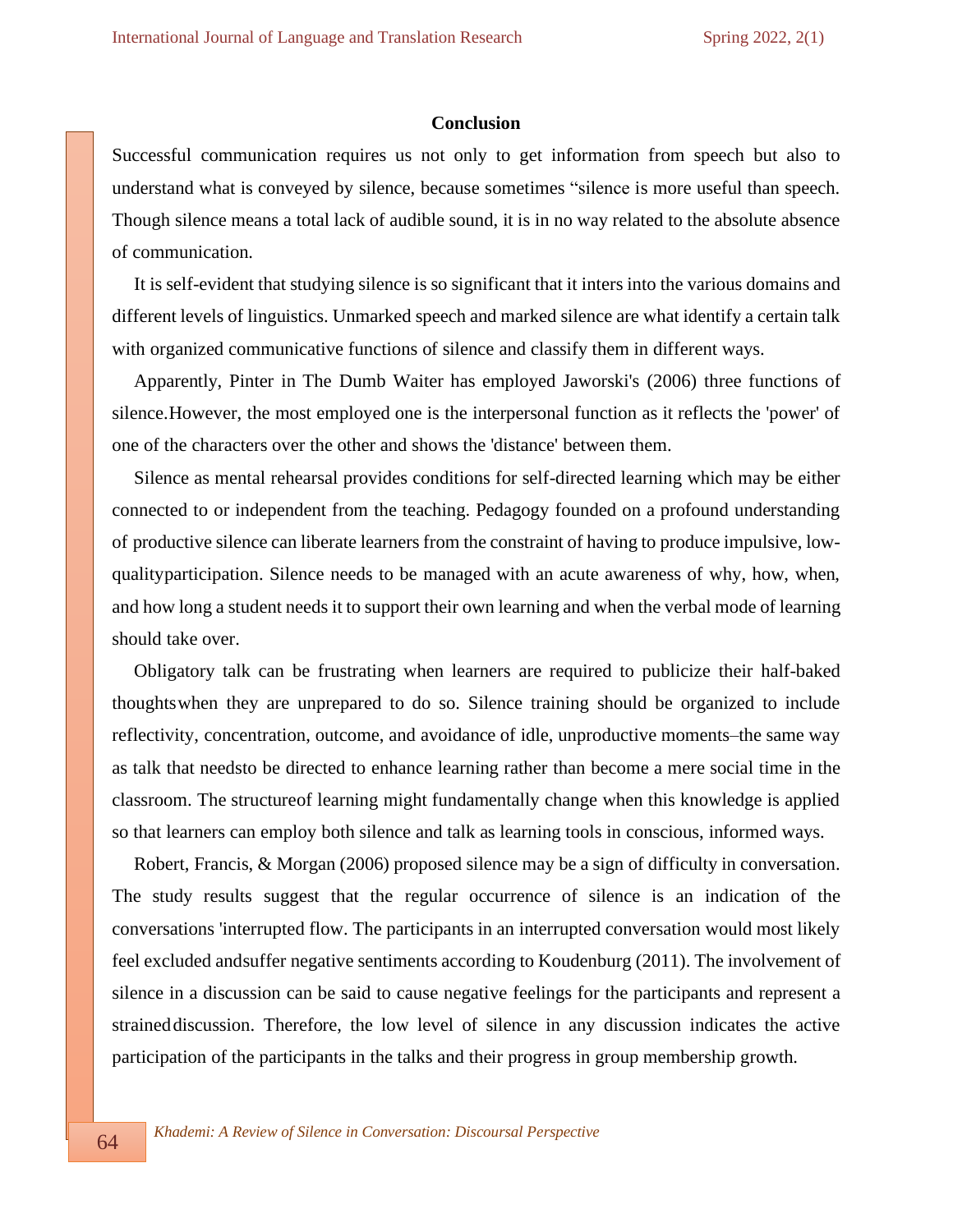## Conclusion

Successful communication requires us not only to get information from speech but also to understand what is conveyed by silence, because sometimes "silence is more useful than speech. Though silence means a total lack of audible sound, it is in no way related to the absolute absence of communication.

It is self-evident that studying silence is so significant that it inters into the various domains and different levels of linguistics. Unmarked speech and marked silence are what identify a certain talk with organized communicative functions of silence and classify them in different ways.

Apparently, Pinter in The Dumb Waiter has employed Jaworski's (2006) three functions of silence.However, the most employed one is the interpersonal function as it reflects the 'power' of one of the characters over the other and shows the 'distance' between them.

Silence as mental rehearsal provides conditions for self-directed learning which may be either connected to or independent from the teaching. Pedagogy founded on a profound understanding of productive silence can liberate learners from the constraint of having to produce impulsive, low-qualityparticipation. Silence needs to be managed with an acute awareness of why, how, when, and how long a student needs it to support their own learning and when the verbal mode of learning should take over.

Obligatory talk can be frustrating when learners are required to publicize their half-baked thoughtswhen they are unprepared to do so. Silence training should be organized to include reflectivity, concentration, outcome, and avoidance of idle, unproductive moments–the same way as talk that needsto be directed to enhance learning rather than become a mere social time in the classroom. The structureof learning might fundamentally change when this knowledge is applied so that learners can employ both silence and talk as learning tools in conscious, informed ways.

Robert, Francis, & Morgan (2006) proposed silence may be a sign of difficulty in conversation. The study results suggest that the regular occurrence of silence is an indication of the conversations 'interrupted flow. The participants in an interrupted conversation would most likely feel excluded andsuffer negative sentiments according to Koudenburg (2011). The involvement of silence in a discussion can be said to cause negative feelings for the participants and represent a straineddiscussion. Therefore, the low level of silence in any discussion indicates the active participation of the participants in the talks and their progress in group membership growth.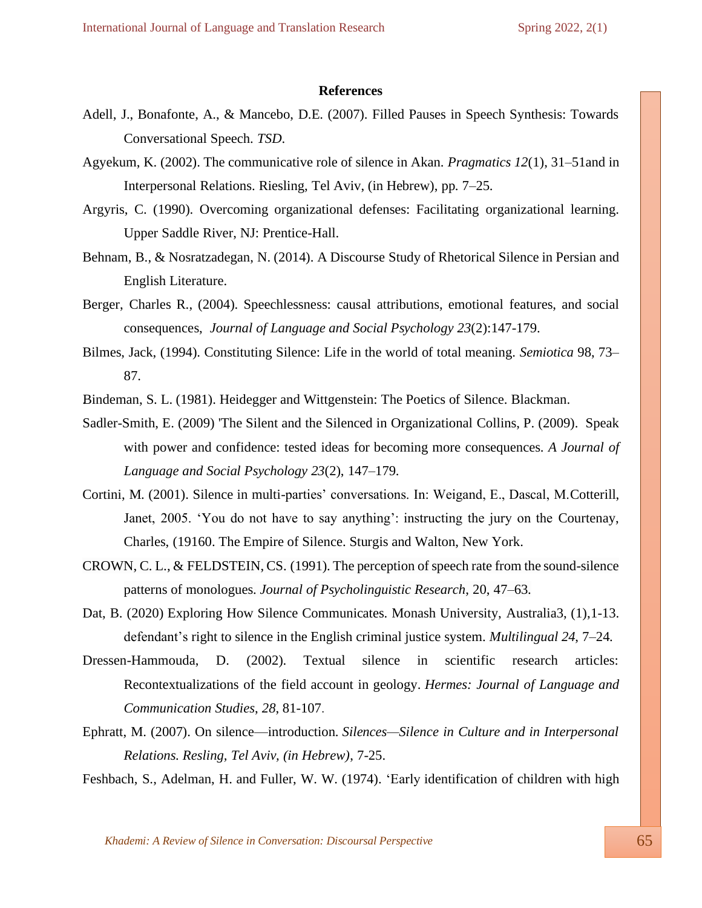**References**

Adell, J., Bonafonte, A., & Mancebo, D.E. (2007). Filled Pauses in Speech Synthesis: Towards Conversational Speech. *TSD*.

Agyekum, K. (2002). The communicative role of silence in Akan. *Pragmatics 12*(1), 31–51and in Interpersonal Relations. Riesling, Tel Aviv, (in Hebrew), pp. 7–25.

Argyris, C. (1990). Overcoming organizational defenses: Facilitating organizational learning. Upper Saddle River, NJ: Prentice-Hall.

Behnam, B., & Nosratzadegan, N. (2014). A Discourse Study of Rhetorical Silence in Persian and English Literature.

Berger, Charles R., (2004). Speechlessness: causal attributions, emotional features, and social consequences, *Journal of Language and Social Psychology 23*(2):147-179.

Bilmes, Jack, (1994). Constituting Silence: Life in the world of total meaning. *Semiotica* 98, 73–87.

Bindeman, S. L. (1981). Heidegger and Wittgenstein: The Poetics of Silence. Blackman.

Sadler-Smith, E. (2009) 'The Silent and the Silenced in Organizational Collins, P. (2009). Speak with power and confidence: tested ideas for becoming more consequences. *A Journal of Language and Social Psychology 23*(2), 147–179.

Cortini, M. (2001). Silence in multi-parties' conversations. In: Weigand, E., Dascal, M.Cotterill, Janet, 2005. 'You do not have to say anything': instructing the jury on the Courtenay, Charles, (19160. The Empire of Silence. Sturgis and Walton, New York.

CROWN, C. L., & FELDSTEIN, CS. (1991). The perception of speech rate from the sound-silence patterns of monologues. *Journal of Psycholinguistic Research*, 20, 47–63.

Dat, B. (2020) Exploring How Silence Communicates. Monash University, Australia3, (1),1-13. defendant's right to silence in the English criminal justice system. *Multilingual 24*, 7–24.

Dressen-Hammouda, D. (2002). Textual silence in scientific research articles: Recontextualizations of the field account in geology. *Hermes: Journal of Language and Communication Studies*, *28*, 81-107.

Ephratt, M. (2007). On silence—introduction. *Silences—Silence in Culture and in Interpersonal Relations. Resling, Tel Aviv, (in Hebrew)*, 7-25.

Feshbach, S., Adelman, H. and Fuller, W. W. (1974). 'Early identification of children with high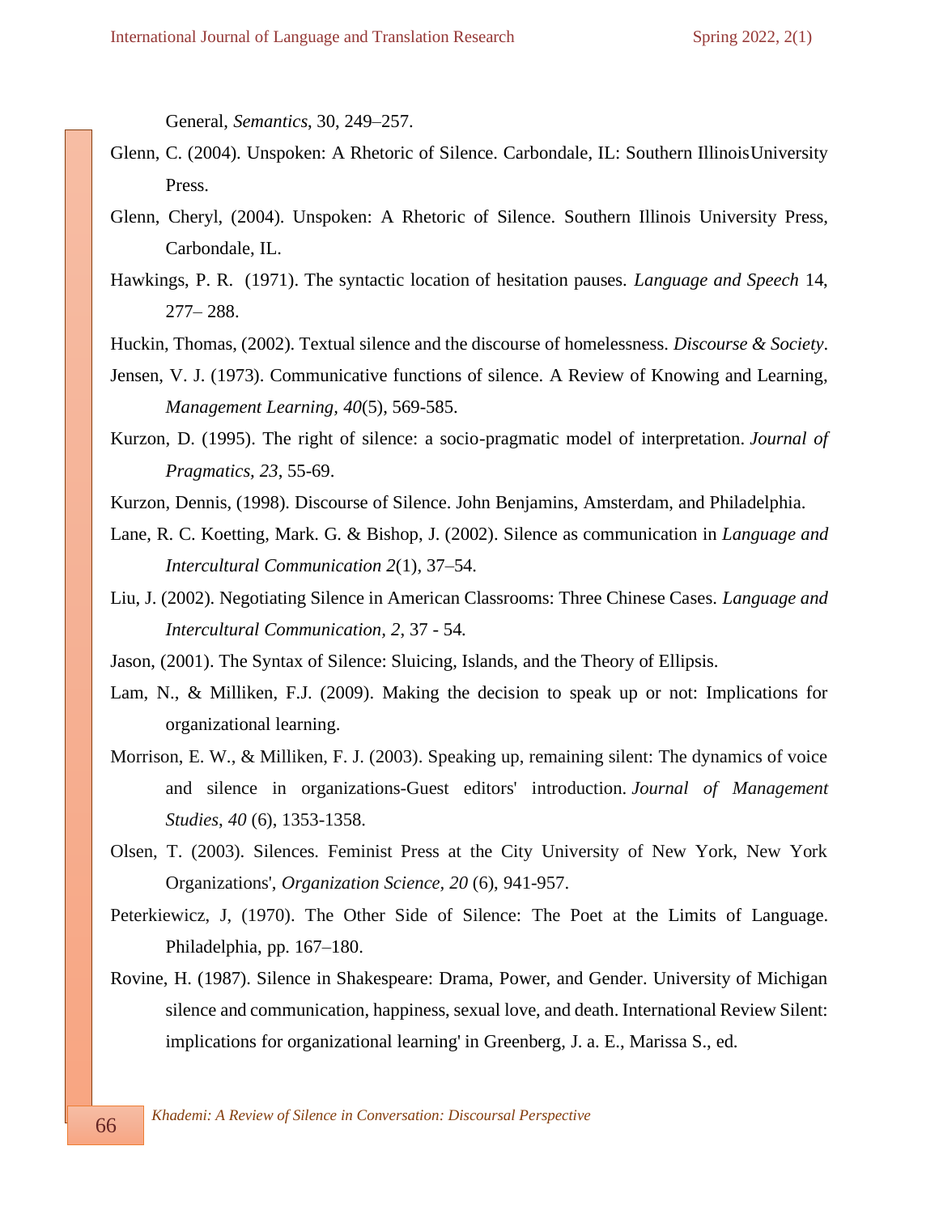General, *Semantics*, 30, 249–257.

Glenn, C. (2004). Unspoken: A Rhetoric of Silence. Carbondale, IL: Southern IllinoisUniversity Press.

Glenn, Cheryl, (2004). Unspoken: A Rhetoric of Silence. Southern Illinois University Press, Carbondale, IL.

Hawkings, P. R. (1971). The syntactic location of hesitation pauses. *Language and Speech* 14, 277– 288.

Huckin, Thomas, (2002). Textual silence and the discourse of homelessness. *Discourse & Society*.

Jensen, V. J. (1973). Communicative functions of silence. A Review of Knowing and Learning, *Management Learning, 40*(5), 569-585.

Kurzon, D. (1995). The right of silence: a socio-pragmatic model of interpretation. *Journal of Pragmatics, 23*, 55-69.

Kurzon, Dennis, (1998). Discourse of Silence. John Benjamins, Amsterdam, and Philadelphia.

Lane, R. C. Koetting, Mark. G. & Bishop, J. (2002). Silence as communication in *Language and Intercultural Communication 2*(1), 37–54.

Liu, J. (2002). Negotiating Silence in American Classrooms: Three Chinese Cases. *Language and Intercultural Communication*, *2*, 37 - 54.

Jason, (2001). The Syntax of Silence: Sluicing, Islands, and the Theory of Ellipsis.

Lam, N., & Milliken, F.J. (2009). Making the decision to speak up or not: Implications for organizational learning.

Morrison, E. W., & Milliken, F. J. (2003). Speaking up, remaining silent: The dynamics of voice and silence in organizations-Guest editors' introduction. *Journal of Management Studies*, *40* (6), 1353-1358.

Olsen, T. (2003). Silences. Feminist Press at the City University of New York, New York Organizations', *Organization Science, 20* (6), 941-957.

Peterkiewicz, J, (1970). The Other Side of Silence: The Poet at the Limits of Language. Philadelphia, pp. 167–180.

Rovine, H. (1987). Silence in Shakespeare: Drama, Power, and Gender. University of Michigan silence and communication, happiness, sexual love, and death. International Review Silent: implications for organizational learning' in Greenberg, J. a. E., Marissa S., ed.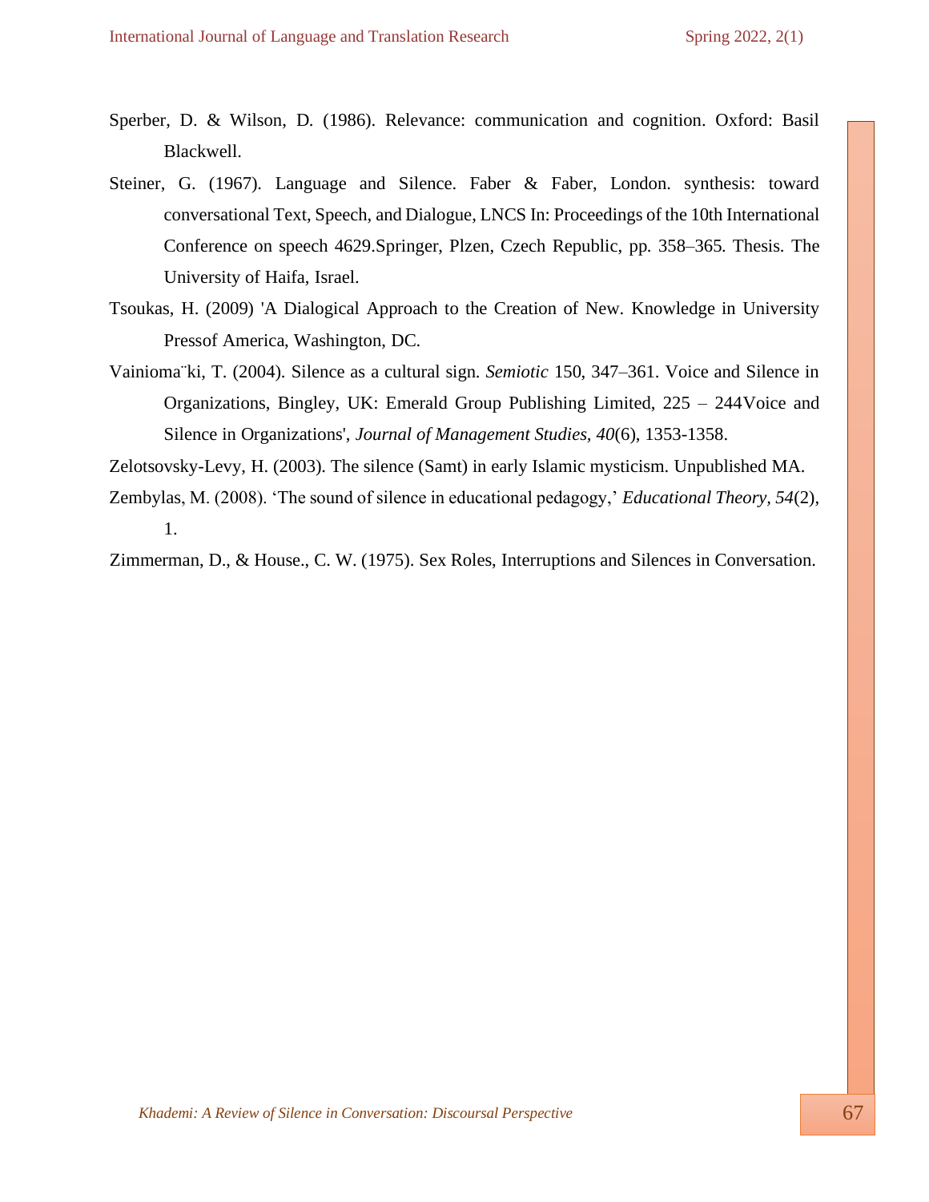Sperber, D. & Wilson, D. (1986). Relevance: communication and cognition. Oxford: Basil Blackwell.

Steiner, G. (1967). Language and Silence. Faber & Faber, London. synthesis: toward conversational Text, Speech, and Dialogue, LNCS In: Proceedings of the 10th International Conference on speech 4629.Springer, Plzen, Czech Republic, pp. 358–365. Thesis. The University of Haifa, Israel.

Tsoukas, H. (2009) 'A Dialogical Approach to the Creation of New. Knowledge in University Pressof America, Washington, DC.

Vainioma¨ki, T. (2004). Silence as a cultural sign. *Semiotic* 150, 347–361. Voice and Silence in Organizations, Bingley, UK: Emerald Group Publishing Limited, 225 – 244Voice and Silence in Organizations', *Journal of Management Studies, 40*(6), 1353-1358.

Zelotsovsky-Levy, H. (2003). The silence (Samt) in early Islamic mysticism. Unpublished MA.

Zembylas, M. (2008). 'The sound of silence in educational pedagogy,' *Educational Theory*, *54*(2), 1.

Zimmerman, D., & House., C. W. (1975). Sex Roles, Interruptions and Silences in Conversation.